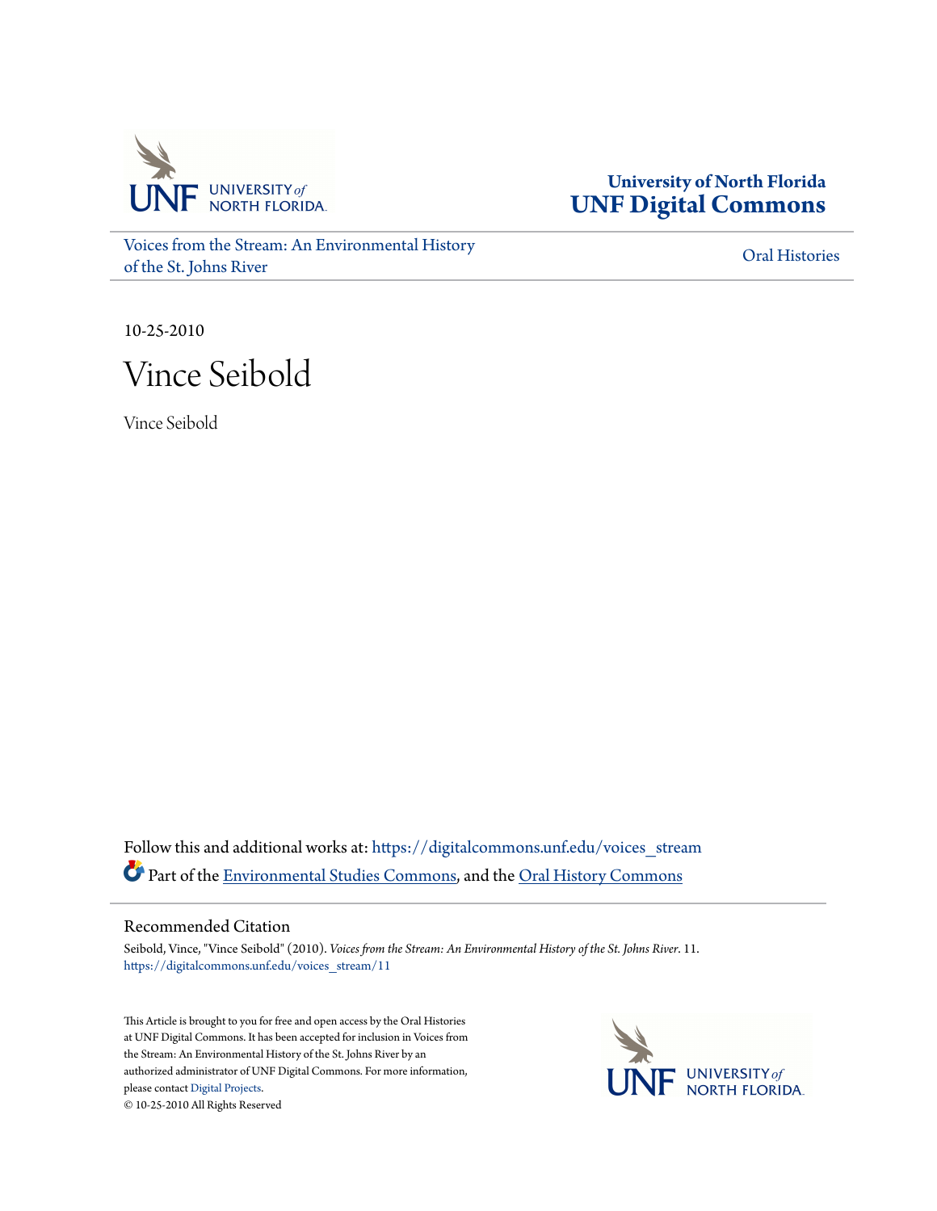University of North Florida
**UNF Digital Commons**

Voices from the Stream: An Environmental History of the St. Johns River

Oral Histories

10-25-2010

# Vince Seibold

Vince Seibold

Follow this and additional works at: https://digitalcommons.unf.edu/voices_stream

Part of the Environmental Studies Commons, and the Oral History Commons

## Recommended Citation

Seibold, Vince, "Vince Seibold" (2010). *Voices from the Stream: An Environmental History of the St. Johns River*. 11.
https://digitalcommons.unf.edu/voices_stream/11

This Article is brought to you for free and open access by the Oral Histories at UNF Digital Commons. It has been accepted for inclusion in Voices from the Stream: An Environmental History of the St. Johns River by an authorized administrator of UNF Digital Commons. For more information, please contact Digital Projects.
© 10-25-2010 All Rights Reserved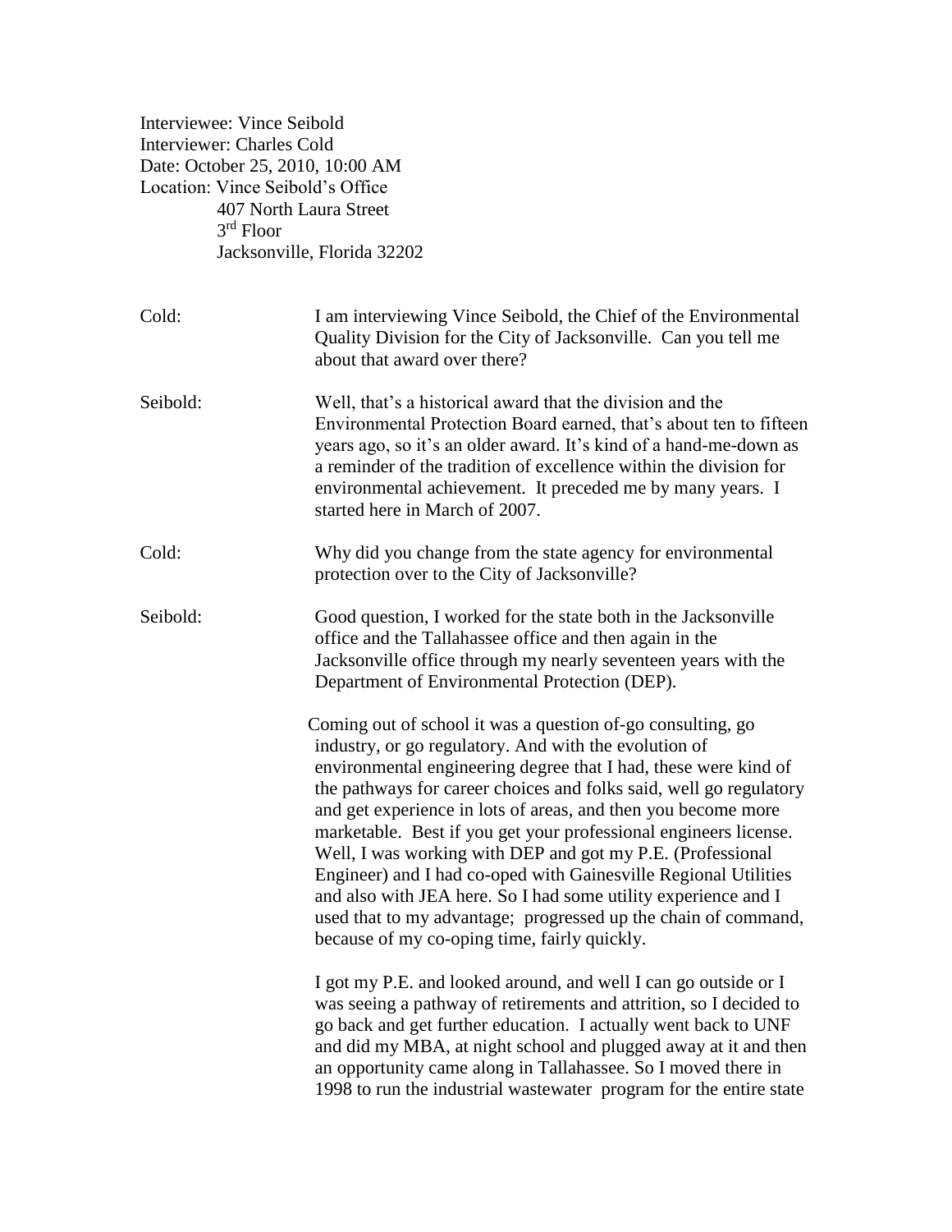Interviewee: Vince Seibold
Interviewer: Charles Cold
Date: October 25, 2010, 10:00 AM
Location: Vince Seibold's Office
407 North Laura Street
3rd Floor
Jacksonville, Florida 32202

**Cold:** I am interviewing Vince Seibold, the Chief of the Environmental Quality Division for the City of Jacksonville. Can you tell me about that award over there?

**Seibold:** Well, that's a historical award that the division and the Environmental Protection Board earned, that's about ten to fifteen years ago, so it's an older award. It's kind of a hand-me-down as a reminder of the tradition of excellence within the division for environmental achievement. It preceded me by many years. I started here in March of 2007.

**Cold:** Why did you change from the state agency for environmental protection over to the City of Jacksonville?

**Seibold:** Good question, I worked for the state both in the Jacksonville office and the Tallahassee office and then again in the Jacksonville office through my nearly seventeen years with the Department of Environmental Protection (DEP).

Coming out of school it was a question of-go consulting, go industry, or go regulatory. And with the evolution of environmental engineering degree that I had, these were kind of the pathways for career choices and folks said, well go regulatory and get experience in lots of areas, and then you become more marketable. Best if you get your professional engineers license. Well, I was working with DEP and got my P.E. (Professional Engineer) and I had co-oped with Gainesville Regional Utilities and also with JEA here. So I had some utility experience and I used that to my advantage; progressed up the chain of command, because of my co-oping time, fairly quickly.

I got my P.E. and looked around, and well I can go outside or I was seeing a pathway of retirements and attrition, so I decided to go back and get further education. I actually went back to UNF and did my MBA, at night school and plugged away at it and then an opportunity came along in Tallahassee. So I moved there in 1998 to run the industrial wastewater program for the entire state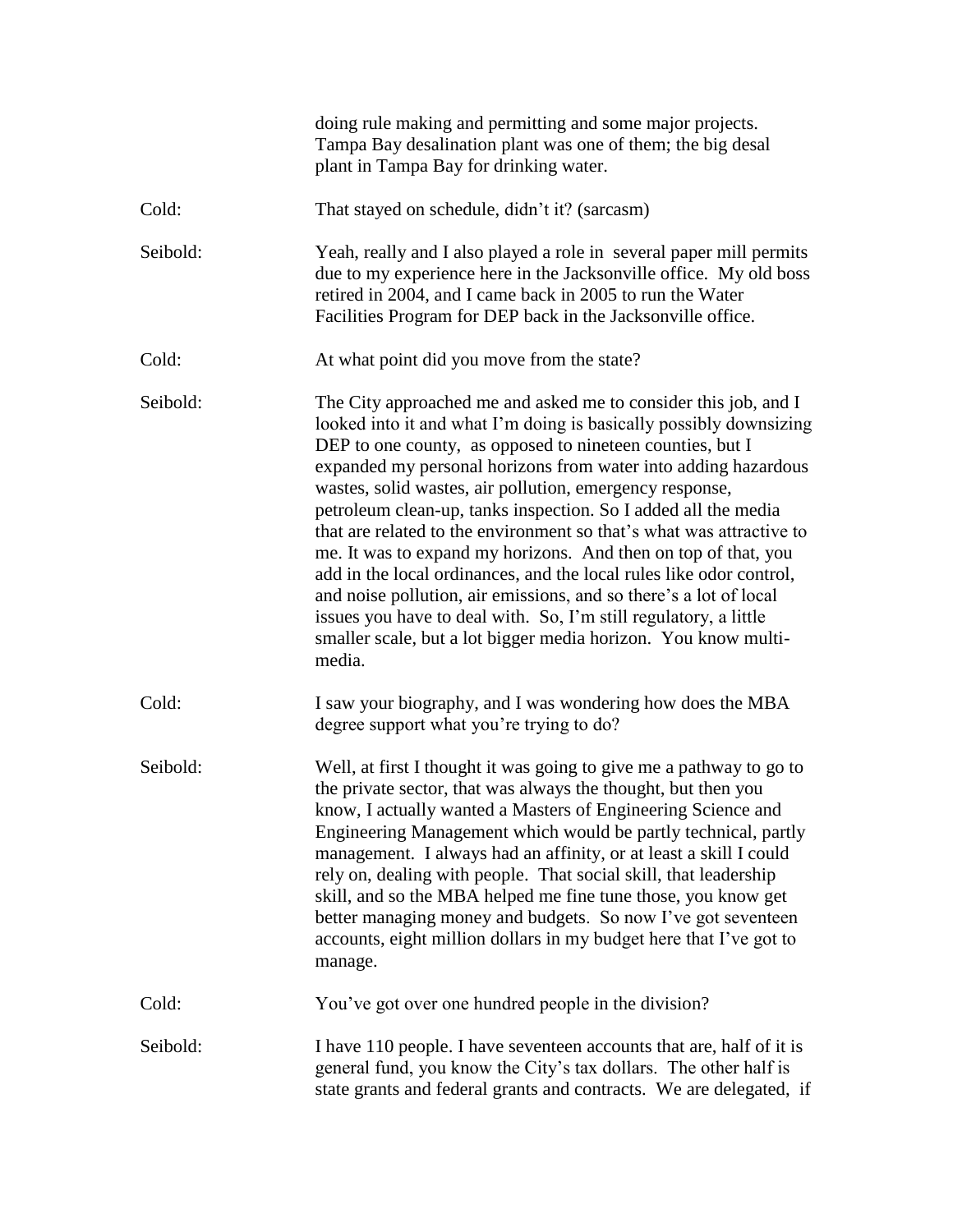doing rule making and permitting and some major projects. Tampa Bay desalination plant was one of them; the big desal plant in Tampa Bay for drinking water.

**Cold:** That stayed on schedule, didn't it? (sarcasm)

**Seibold:** Yeah, really and I also played a role in several paper mill permits due to my experience here in the Jacksonville office. My old boss retired in 2004, and I came back in 2005 to run the Water Facilities Program for DEP back in the Jacksonville office.

**Cold:** At what point did you move from the state?

**Seibold:** The City approached me and asked me to consider this job, and I looked into it and what I'm doing is basically possibly downsizing DEP to one county, as opposed to nineteen counties, but I expanded my personal horizons from water into adding hazardous wastes, solid wastes, air pollution, emergency response, petroleum clean-up, tanks inspection. So I added all the media that are related to the environment so that's what was attractive to me. It was to expand my horizons. And then on top of that, you add in the local ordinances, and the local rules like odor control, and noise pollution, air emissions, and so there's a lot of local issues you have to deal with. So, I'm still regulatory, a little smaller scale, but a lot bigger media horizon. You know multi-media.

**Cold:** I saw your biography, and I was wondering how does the MBA degree support what you're trying to do?

**Seibold:** Well, at first I thought it was going to give me a pathway to go to the private sector, that was always the thought, but then you know, I actually wanted a Masters of Engineering Science and Engineering Management which would be partly technical, partly management. I always had an affinity, or at least a skill I could rely on, dealing with people. That social skill, that leadership skill, and so the MBA helped me fine tune those, you know get better managing money and budgets. So now I've got seventeen accounts, eight million dollars in my budget here that I've got to manage.

**Cold:** You've got over one hundred people in the division?

**Seibold:** I have 110 people. I have seventeen accounts that are, half of it is general fund, you know the City's tax dollars. The other half is state grants and federal grants and contracts. We are delegated, if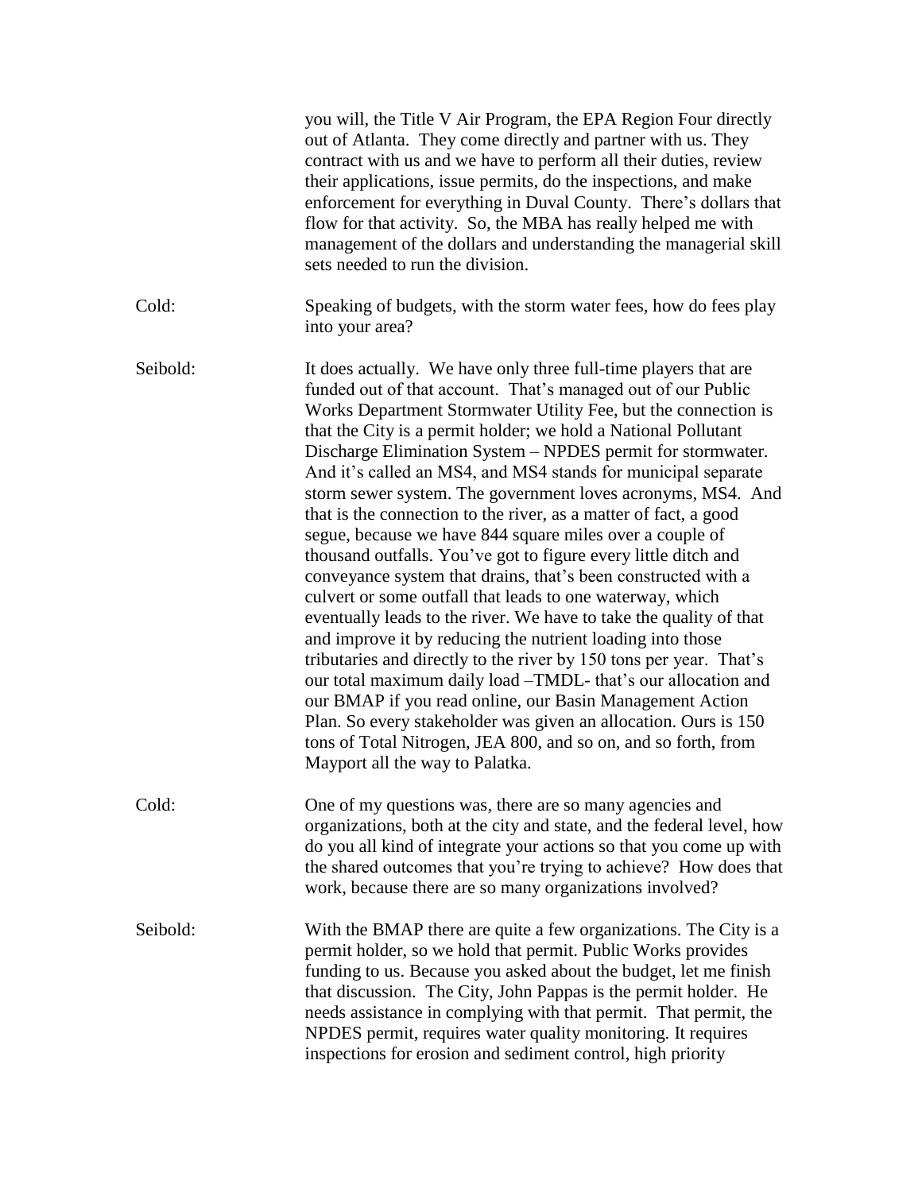you will, the Title V Air Program, the EPA Region Four directly out of Atlanta. They come directly and partner with us. They contract with us and we have to perform all their duties, review their applications, issue permits, do the inspections, and make enforcement for everything in Duval County. There's dollars that flow for that activity. So, the MBA has really helped me with management of the dollars and understanding the managerial skill sets needed to run the division.

Cold: Speaking of budgets, with the storm water fees, how do fees play into your area?

Seibold: It does actually. We have only three full-time players that are funded out of that account. That's managed out of our Public Works Department Stormwater Utility Fee, but the connection is that the City is a permit holder; we hold a National Pollutant Discharge Elimination System – NPDES permit for stormwater. And it's called an MS4, and MS4 stands for municipal separate storm sewer system. The government loves acronyms, MS4. And that is the connection to the river, as a matter of fact, a good segue, because we have 844 square miles over a couple of thousand outfalls. You've got to figure every little ditch and conveyance system that drains, that's been constructed with a culvert or some outfall that leads to one waterway, which eventually leads to the river. We have to take the quality of that and improve it by reducing the nutrient loading into those tributaries and directly to the river by 150 tons per year. That's our total maximum daily load –TMDL- that's our allocation and our BMAP if you read online, our Basin Management Action Plan. So every stakeholder was given an allocation. Ours is 150 tons of Total Nitrogen, JEA 800, and so on, and so forth, from Mayport all the way to Palatka.

Cold: One of my questions was, there are so many agencies and organizations, both at the city and state, and the federal level, how do you all kind of integrate your actions so that you come up with the shared outcomes that you're trying to achieve? How does that work, because there are so many organizations involved?

Seibold: With the BMAP there are quite a few organizations. The City is a permit holder, so we hold that permit. Public Works provides funding to us. Because you asked about the budget, let me finish that discussion. The City, John Pappas is the permit holder. He needs assistance in complying with that permit. That permit, the NPDES permit, requires water quality monitoring. It requires inspections for erosion and sediment control, high priority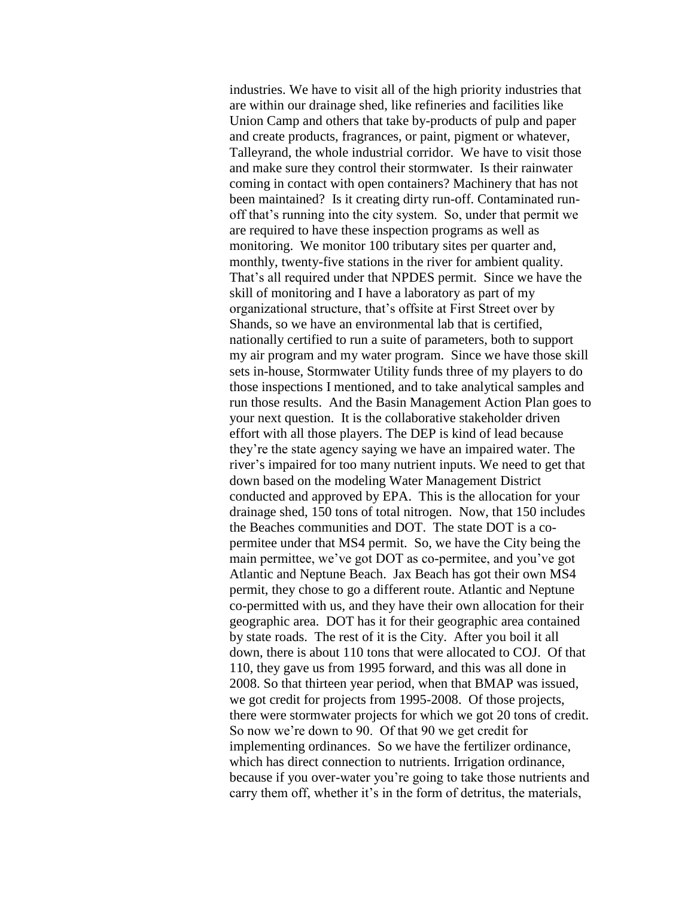industries. We have to visit all of the high priority industries that are within our drainage shed, like refineries and facilities like Union Camp and others that take by-products of pulp and paper and create products, fragrances, or paint, pigment or whatever, Talleyrand, the whole industrial corridor. We have to visit those and make sure they control their stormwater. Is their rainwater coming in contact with open containers? Machinery that has not been maintained? Is it creating dirty run-off. Contaminated run-off that's running into the city system. So, under that permit we are required to have these inspection programs as well as monitoring. We monitor 100 tributary sites per quarter and, monthly, twenty-five stations in the river for ambient quality. That's all required under that NPDES permit. Since we have the skill of monitoring and I have a laboratory as part of my organizational structure, that's offsite at First Street over by Shands, so we have an environmental lab that is certified, nationally certified to run a suite of parameters, both to support my air program and my water program. Since we have those skill sets in-house, Stormwater Utility funds three of my players to do those inspections I mentioned, and to take analytical samples and run those results. And the Basin Management Action Plan goes to your next question. It is the collaborative stakeholder driven effort with all those players. The DEP is kind of lead because they're the state agency saying we have an impaired water. The river's impaired for too many nutrient inputs. We need to get that down based on the modeling Water Management District conducted and approved by EPA. This is the allocation for your drainage shed, 150 tons of total nitrogen. Now, that 150 includes the Beaches communities and DOT. The state DOT is a co-permitee under that MS4 permit. So, we have the City being the main permittee, we've got DOT as co-permitee, and you've got Atlantic and Neptune Beach. Jax Beach has got their own MS4 permit, they chose to go a different route. Atlantic and Neptune co-permitted with us, and they have their own allocation for their geographic area. DOT has it for their geographic area contained by state roads. The rest of it is the City. After you boil it all down, there is about 110 tons that were allocated to COJ. Of that 110, they gave us from 1995 forward, and this was all done in 2008. So that thirteen year period, when that BMAP was issued, we got credit for projects from 1995-2008. Of those projects, there were stormwater projects for which we got 20 tons of credit. So now we're down to 90. Of that 90 we get credit for implementing ordinances. So we have the fertilizer ordinance, which has direct connection to nutrients. Irrigation ordinance, because if you over-water you're going to take those nutrients and carry them off, whether it's in the form of detritus, the materials,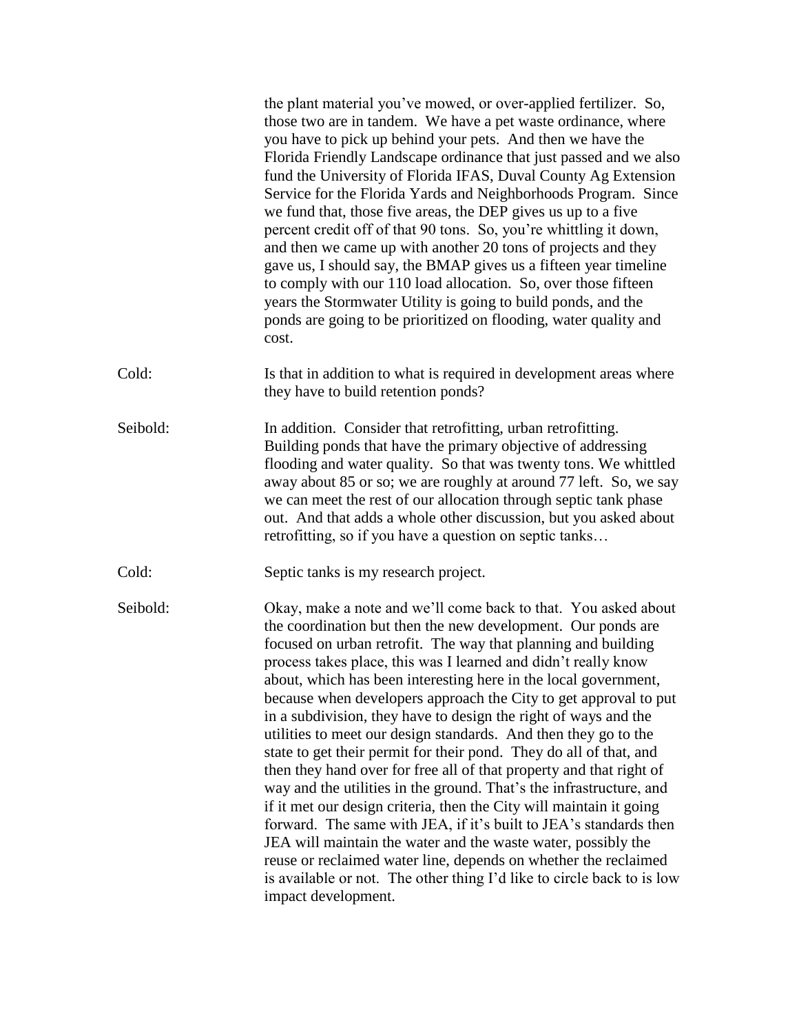the plant material you've mowed, or over-applied fertilizer. So, those two are in tandem. We have a pet waste ordinance, where you have to pick up behind your pets. And then we have the Florida Friendly Landscape ordinance that just passed and we also fund the University of Florida IFAS, Duval County Ag Extension Service for the Florida Yards and Neighborhoods Program. Since we fund that, those five areas, the DEP gives us up to a five percent credit off of that 90 tons. So, you're whittling it down, and then we came up with another 20 tons of projects and they gave us, I should say, the BMAP gives us a fifteen year timeline to comply with our 110 load allocation. So, over those fifteen years the Stormwater Utility is going to build ponds, and the ponds are going to be prioritized on flooding, water quality and cost.

Cold: Is that in addition to what is required in development areas where they have to build retention ponds?

Seibold: In addition. Consider that retrofitting, urban retrofitting. Building ponds that have the primary objective of addressing flooding and water quality. So that was twenty tons. We whittled away about 85 or so; we are roughly at around 77 left. So, we say we can meet the rest of our allocation through septic tank phase out. And that adds a whole other discussion, but you asked about retrofitting, so if you have a question on septic tanks…

Cold: Septic tanks is my research project.

Seibold: Okay, make a note and we'll come back to that. You asked about the coordination but then the new development. Our ponds are focused on urban retrofit. The way that planning and building process takes place, this was I learned and didn't really know about, which has been interesting here in the local government, because when developers approach the City to get approval to put in a subdivision, they have to design the right of ways and the utilities to meet our design standards. And then they go to the state to get their permit for their pond. They do all of that, and then they hand over for free all of that property and that right of way and the utilities in the ground. That's the infrastructure, and if it met our design criteria, then the City will maintain it going forward. The same with JEA, if it's built to JEA's standards then JEA will maintain the water and the waste water, possibly the reuse or reclaimed water line, depends on whether the reclaimed is available or not. The other thing I'd like to circle back to is low impact development.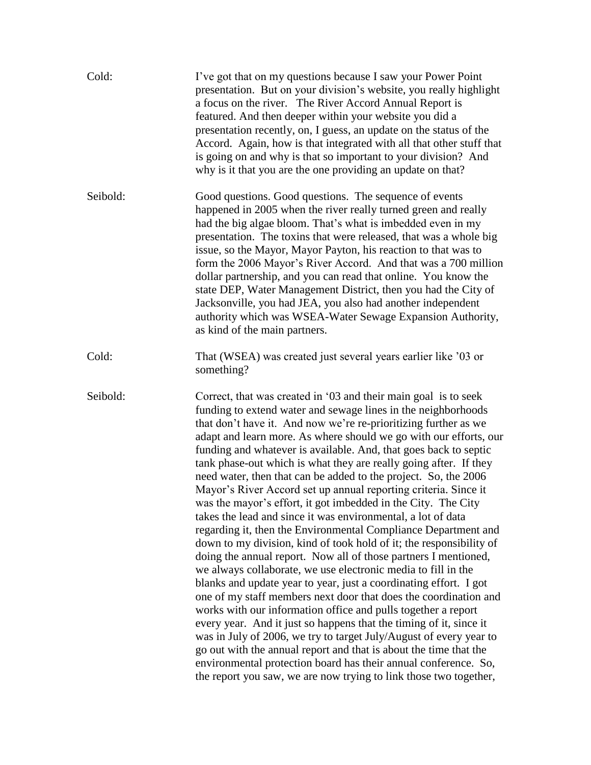Cold: I've got that on my questions because I saw your Power Point presentation. But on your division's website, you really highlight a focus on the river. The River Accord Annual Report is featured. And then deeper within your website you did a presentation recently, on, I guess, an update on the status of the Accord. Again, how is that integrated with all that other stuff that is going on and why is that so important to your division? And why is it that you are the one providing an update on that?

Seibold: Good questions. Good questions. The sequence of events happened in 2005 when the river really turned green and really had the big algae bloom. That's what is imbedded even in my presentation. The toxins that were released, that was a whole big issue, so the Mayor, Mayor Payton, his reaction to that was to form the 2006 Mayor's River Accord. And that was a 700 million dollar partnership, and you can read that online. You know the state DEP, Water Management District, then you had the City of Jacksonville, you had JEA, you also had another independent authority which was WSEA-Water Sewage Expansion Authority, as kind of the main partners.

Cold: That (WSEA) was created just several years earlier like '03 or something?

Seibold: Correct, that was created in '03 and their main goal is to seek funding to extend water and sewage lines in the neighborhoods that don't have it. And now we're re-prioritizing further as we adapt and learn more. As where should we go with our efforts, our funding and whatever is available. And, that goes back to septic tank phase-out which is what they are really going after. If they need water, then that can be added to the project. So, the 2006 Mayor's River Accord set up annual reporting criteria. Since it was the mayor's effort, it got imbedded in the City. The City takes the lead and since it was environmental, a lot of data regarding it, then the Environmental Compliance Department and down to my division, kind of took hold of it; the responsibility of doing the annual report. Now all of those partners I mentioned, we always collaborate, we use electronic media to fill in the blanks and update year to year, just a coordinating effort. I got one of my staff members next door that does the coordination and works with our information office and pulls together a report every year. And it just so happens that the timing of it, since it was in July of 2006, we try to target July/August of every year to go out with the annual report and that is about the time that the environmental protection board has their annual conference. So, the report you saw, we are now trying to link those two together,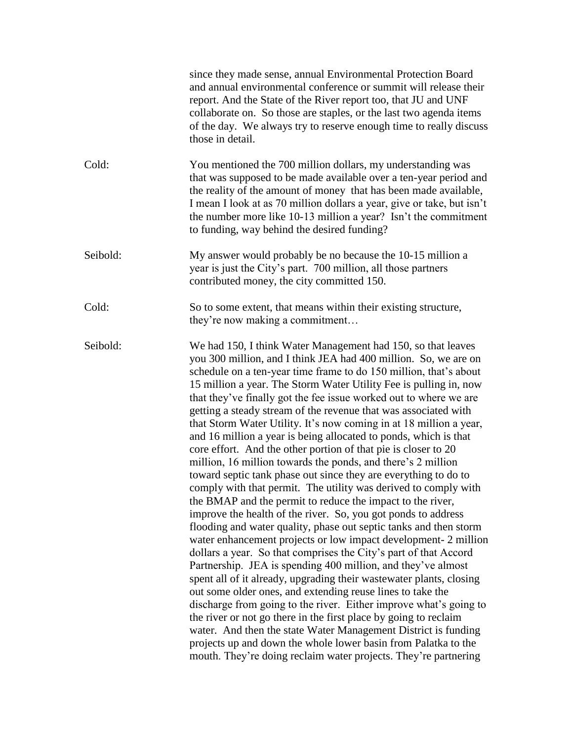since they made sense, annual Environmental Protection Board and annual environmental conference or summit will release their report. And the State of the River report too, that JU and UNF collaborate on. So those are staples, or the last two agenda items of the day. We always try to reserve enough time to really discuss those in detail.

Cold: You mentioned the 700 million dollars, my understanding was that was supposed to be made available over a ten-year period and the reality of the amount of money that has been made available, I mean I look at as 70 million dollars a year, give or take, but isn't the number more like 10-13 million a year? Isn't the commitment to funding, way behind the desired funding?

Seibold: My answer would probably be no because the 10-15 million a year is just the City's part. 700 million, all those partners contributed money, the city committed 150.

Cold: So to some extent, that means within their existing structure, they're now making a commitment…

Seibold: We had 150, I think Water Management had 150, so that leaves you 300 million, and I think JEA had 400 million. So, we are on schedule on a ten-year time frame to do 150 million, that's about 15 million a year. The Storm Water Utility Fee is pulling in, now that they've finally got the fee issue worked out to where we are getting a steady stream of the revenue that was associated with that Storm Water Utility. It's now coming in at 18 million a year, and 16 million a year is being allocated to ponds, which is that core effort. And the other portion of that pie is closer to 20 million, 16 million towards the ponds, and there's 2 million toward septic tank phase out since they are everything to do to comply with that permit. The utility was derived to comply with the BMAP and the permit to reduce the impact to the river, improve the health of the river. So, you got ponds to address flooding and water quality, phase out septic tanks and then storm water enhancement projects or low impact development- 2 million dollars a year. So that comprises the City's part of that Accord Partnership. JEA is spending 400 million, and they've almost spent all of it already, upgrading their wastewater plants, closing out some older ones, and extending reuse lines to take the discharge from going to the river. Either improve what's going to the river or not go there in the first place by going to reclaim water. And then the state Water Management District is funding projects up and down the whole lower basin from Palatka to the mouth. They're doing reclaim water projects. They're partnering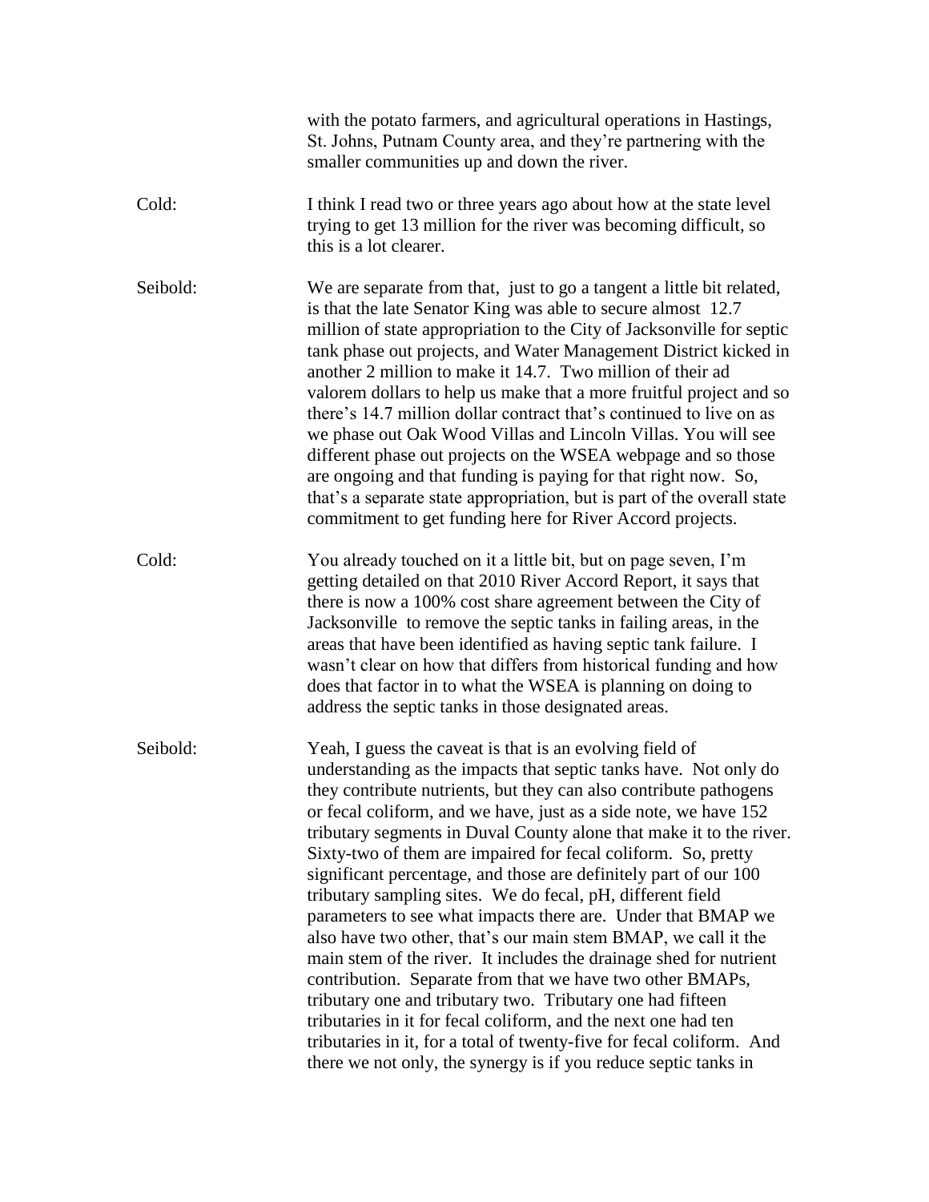with the potato farmers, and agricultural operations in Hastings, St. Johns, Putnam County area, and they're partnering with the smaller communities up and down the river.

Cold: I think I read two or three years ago about how at the state level trying to get 13 million for the river was becoming difficult, so this is a lot clearer.

Seibold: We are separate from that, just to go a tangent a little bit related, is that the late Senator King was able to secure almost 12.7 million of state appropriation to the City of Jacksonville for septic tank phase out projects, and Water Management District kicked in another 2 million to make it 14.7. Two million of their ad valorem dollars to help us make that a more fruitful project and so there's 14.7 million dollar contract that's continued to live on as we phase out Oak Wood Villas and Lincoln Villas. You will see different phase out projects on the WSEA webpage and so those are ongoing and that funding is paying for that right now. So, that's a separate state appropriation, but is part of the overall state commitment to get funding here for River Accord projects.

Cold: You already touched on it a little bit, but on page seven, I'm getting detailed on that 2010 River Accord Report, it says that there is now a 100% cost share agreement between the City of Jacksonville to remove the septic tanks in failing areas, in the areas that have been identified as having septic tank failure. I wasn't clear on how that differs from historical funding and how does that factor in to what the WSEA is planning on doing to address the septic tanks in those designated areas.

Seibold: Yeah, I guess the caveat is that is an evolving field of understanding as the impacts that septic tanks have. Not only do they contribute nutrients, but they can also contribute pathogens or fecal coliform, and we have, just as a side note, we have 152 tributary segments in Duval County alone that make it to the river. Sixty-two of them are impaired for fecal coliform. So, pretty significant percentage, and those are definitely part of our 100 tributary sampling sites. We do fecal, pH, different field parameters to see what impacts there are. Under that BMAP we also have two other, that's our main stem BMAP, we call it the main stem of the river. It includes the drainage shed for nutrient contribution. Separate from that we have two other BMAPs, tributary one and tributary two. Tributary one had fifteen tributaries in it for fecal coliform, and the next one had ten tributaries in it, for a total of twenty-five for fecal coliform. And there we not only, the synergy is if you reduce septic tanks in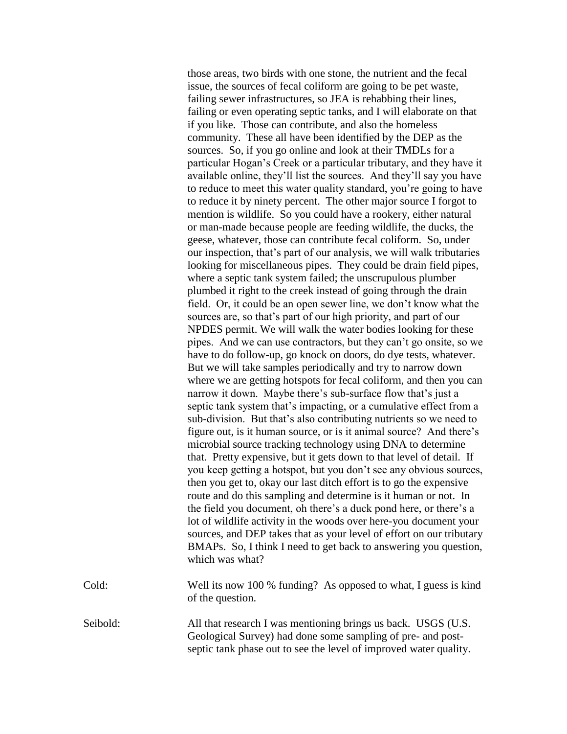those areas, two birds with one stone, the nutrient and the fecal issue, the sources of fecal coliform are going to be pet waste, failing sewer infrastructures, so JEA is rehabbing their lines, failing or even operating septic tanks, and I will elaborate on that if you like. Those can contribute, and also the homeless community. These all have been identified by the DEP as the sources. So, if you go online and look at their TMDLs for a particular Hogan's Creek or a particular tributary, and they have it available online, they'll list the sources. And they'll say you have to reduce to meet this water quality standard, you're going to have to reduce it by ninety percent. The other major source I forgot to mention is wildlife. So you could have a rookery, either natural or man-made because people are feeding wildlife, the ducks, the geese, whatever, those can contribute fecal coliform. So, under our inspection, that's part of our analysis, we will walk tributaries looking for miscellaneous pipes. They could be drain field pipes, where a septic tank system failed; the unscrupulous plumber plumbed it right to the creek instead of going through the drain field. Or, it could be an open sewer line, we don't know what the sources are, so that's part of our high priority, and part of our NPDES permit. We will walk the water bodies looking for these pipes. And we can use contractors, but they can't go onsite, so we have to do follow-up, go knock on doors, do dye tests, whatever. But we will take samples periodically and try to narrow down where we are getting hotspots for fecal coliform, and then you can narrow it down. Maybe there's sub-surface flow that's just a septic tank system that's impacting, or a cumulative effect from a sub-division. But that's also contributing nutrients so we need to figure out, is it human source, or is it animal source? And there's microbial source tracking technology using DNA to determine that. Pretty expensive, but it gets down to that level of detail. If you keep getting a hotspot, but you don't see any obvious sources, then you get to, okay our last ditch effort is to go the expensive route and do this sampling and determine is it human or not. In the field you document, oh there's a duck pond here, or there's a lot of wildlife activity in the woods over here-you document your sources, and DEP takes that as your level of effort on our tributary BMAPs. So, I think I need to get back to answering you question, which was what?

Cold: Well its now 100 % funding? As opposed to what, I guess is kind of the question.

Seibold: All that research I was mentioning brings us back. USGS (U.S. Geological Survey) had done some sampling of pre- and post-septic tank phase out to see the level of improved water quality.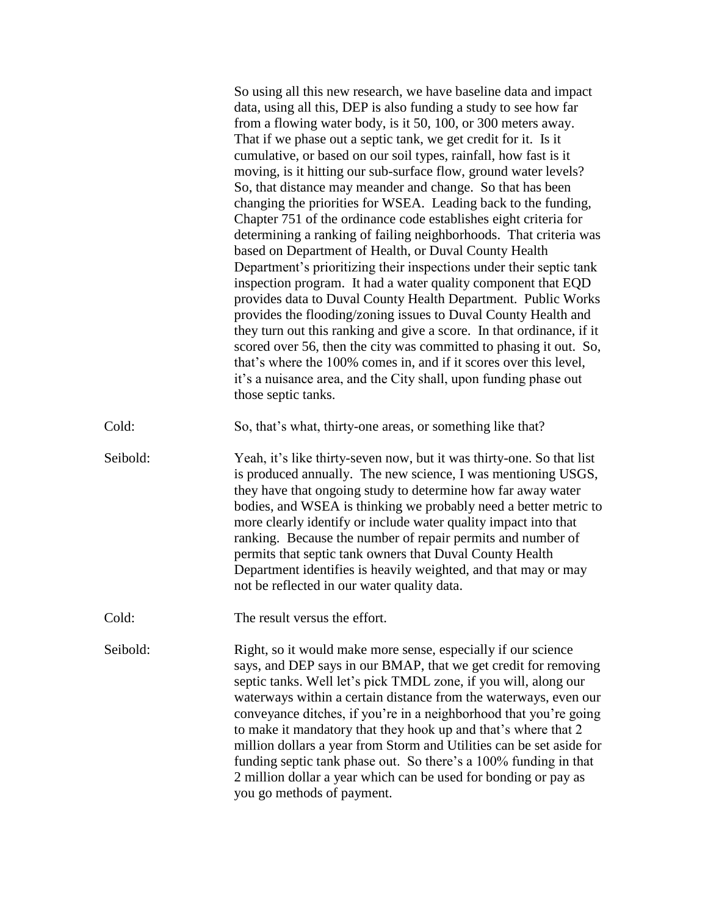So using all this new research, we have baseline data and impact data, using all this, DEP is also funding a study to see how far from a flowing water body, is it 50, 100, or 300 meters away. That if we phase out a septic tank, we get credit for it. Is it cumulative, or based on our soil types, rainfall, how fast is it moving, is it hitting our sub-surface flow, ground water levels? So, that distance may meander and change. So that has been changing the priorities for WSEA. Leading back to the funding, Chapter 751 of the ordinance code establishes eight criteria for determining a ranking of failing neighborhoods. That criteria was based on Department of Health, or Duval County Health Department's prioritizing their inspections under their septic tank inspection program. It had a water quality component that EQD provides data to Duval County Health Department. Public Works provides the flooding/zoning issues to Duval County Health and they turn out this ranking and give a score. In that ordinance, if it scored over 56, then the city was committed to phasing it out. So, that's where the 100% comes in, and if it scores over this level, it's a nuisance area, and the City shall, upon funding phase out those septic tanks.

Cold: So, that's what, thirty-one areas, or something like that?

Seibold: Yeah, it's like thirty-seven now, but it was thirty-one. So that list is produced annually. The new science, I was mentioning USGS, they have that ongoing study to determine how far away water bodies, and WSEA is thinking we probably need a better metric to more clearly identify or include water quality impact into that ranking. Because the number of repair permits and number of permits that septic tank owners that Duval County Health Department identifies is heavily weighted, and that may or may not be reflected in our water quality data.

Cold: The result versus the effort.

Seibold: Right, so it would make more sense, especially if our science says, and DEP says in our BMAP, that we get credit for removing septic tanks. Well let's pick TMDL zone, if you will, along our waterways within a certain distance from the waterways, even our conveyance ditches, if you're in a neighborhood that you're going to make it mandatory that they hook up and that's where that 2 million dollars a year from Storm and Utilities can be set aside for funding septic tank phase out. So there's a 100% funding in that 2 million dollar a year which can be used for bonding or pay as you go methods of payment.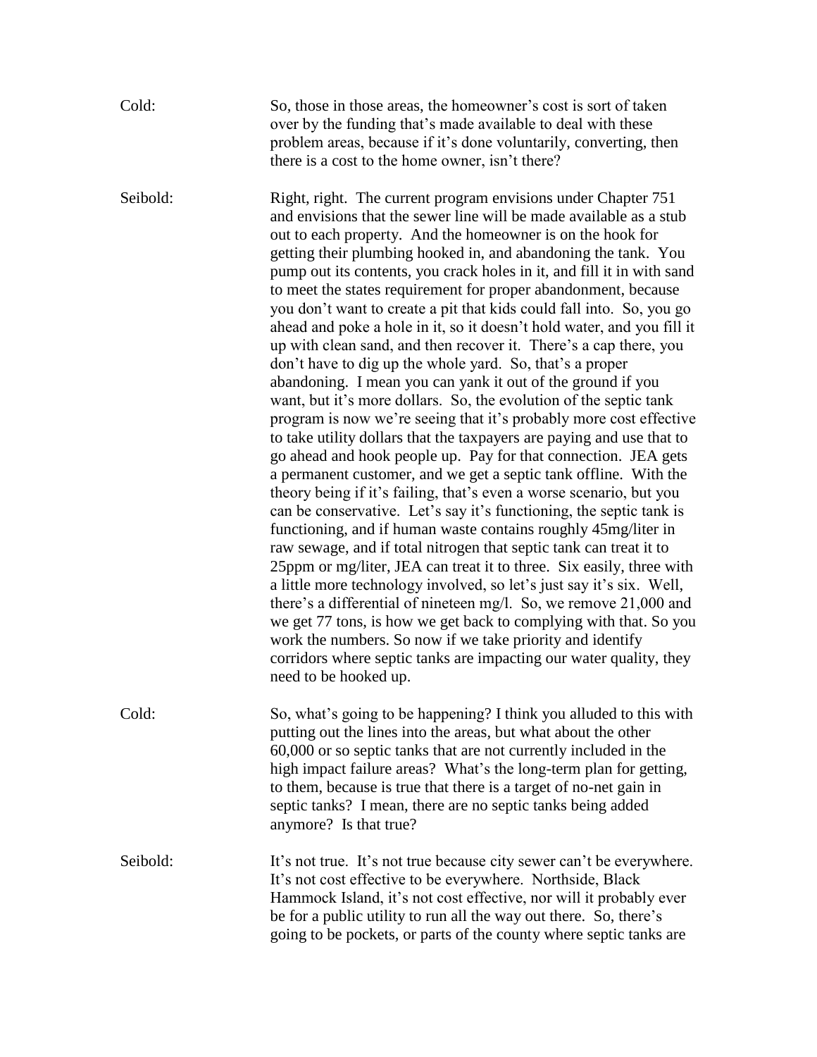Cold: So, those in those areas, the homeowner's cost is sort of taken over by the funding that's made available to deal with these problem areas, because if it's done voluntarily, converting, then there is a cost to the home owner, isn't there?

Seibold: Right, right. The current program envisions under Chapter 751 and envisions that the sewer line will be made available as a stub out to each property. And the homeowner is on the hook for getting their plumbing hooked in, and abandoning the tank. You pump out its contents, you crack holes in it, and fill it in with sand to meet the states requirement for proper abandonment, because you don't want to create a pit that kids could fall into. So, you go ahead and poke a hole in it, so it doesn't hold water, and you fill it up with clean sand, and then recover it. There's a cap there, you don't have to dig up the whole yard. So, that's a proper abandoning. I mean you can yank it out of the ground if you want, but it's more dollars. So, the evolution of the septic tank program is now we're seeing that it's probably more cost effective to take utility dollars that the taxpayers are paying and use that to go ahead and hook people up. Pay for that connection. JEA gets a permanent customer, and we get a septic tank offline. With the theory being if it's failing, that's even a worse scenario, but you can be conservative. Let's say it's functioning, the septic tank is functioning, and if human waste contains roughly 45mg/liter in raw sewage, and if total nitrogen that septic tank can treat it to 25ppm or mg/liter, JEA can treat it to three. Six easily, three with a little more technology involved, so let's just say it's six. Well, there's a differential of nineteen mg/l. So, we remove 21,000 and we get 77 tons, is how we get back to complying with that. So you work the numbers. So now if we take priority and identify corridors where septic tanks are impacting our water quality, they need to be hooked up.

Cold: So, what's going to be happening? I think you alluded to this with putting out the lines into the areas, but what about the other 60,000 or so septic tanks that are not currently included in the high impact failure areas? What's the long-term plan for getting, to them, because is true that there is a target of no-net gain in septic tanks? I mean, there are no septic tanks being added anymore? Is that true?

Seibold: It's not true. It's not true because city sewer can't be everywhere. It's not cost effective to be everywhere. Northside, Black Hammock Island, it's not cost effective, nor will it probably ever be for a public utility to run all the way out there. So, there's going to be pockets, or parts of the county where septic tanks are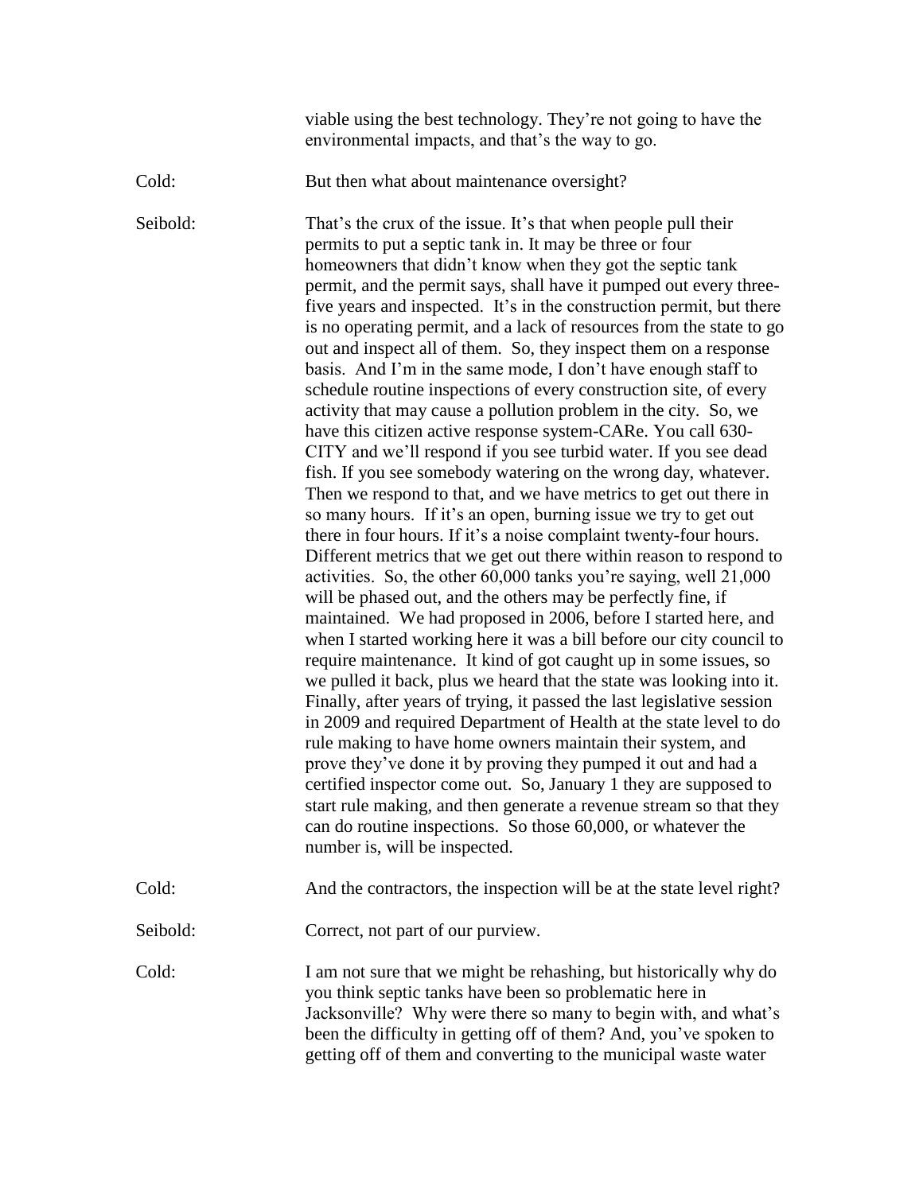viable using the best technology. They're not going to have the environmental impacts, and that's the way to go.

Cold: But then what about maintenance oversight?

Seibold: That's the crux of the issue. It's that when people pull their permits to put a septic tank in. It may be three or four homeowners that didn't know when they got the septic tank permit, and the permit says, shall have it pumped out every three-five years and inspected. It's in the construction permit, but there is no operating permit, and a lack of resources from the state to go out and inspect all of them. So, they inspect them on a response basis. And I'm in the same mode, I don't have enough staff to schedule routine inspections of every construction site, of every activity that may cause a pollution problem in the city. So, we have this citizen active response system-CARe. You call 630-CITY and we'll respond if you see turbid water. If you see dead fish. If you see somebody watering on the wrong day, whatever. Then we respond to that, and we have metrics to get out there in so many hours. If it's an open, burning issue we try to get out there in four hours. If it's a noise complaint twenty-four hours. Different metrics that we get out there within reason to respond to activities. So, the other 60,000 tanks you're saying, well 21,000 will be phased out, and the others may be perfectly fine, if maintained. We had proposed in 2006, before I started here, and when I started working here it was a bill before our city council to require maintenance. It kind of got caught up in some issues, so we pulled it back, plus we heard that the state was looking into it. Finally, after years of trying, it passed the last legislative session in 2009 and required Department of Health at the state level to do rule making to have home owners maintain their system, and prove they've done it by proving they pumped it out and had a certified inspector come out. So, January 1 they are supposed to start rule making, and then generate a revenue stream so that they can do routine inspections. So those 60,000, or whatever the number is, will be inspected.

Cold: And the contractors, the inspection will be at the state level right?

Seibold: Correct, not part of our purview.

Cold: I am not sure that we might be rehashing, but historically why do you think septic tanks have been so problematic here in Jacksonville? Why were there so many to begin with, and what's been the difficulty in getting off of them? And, you've spoken to getting off of them and converting to the municipal waste water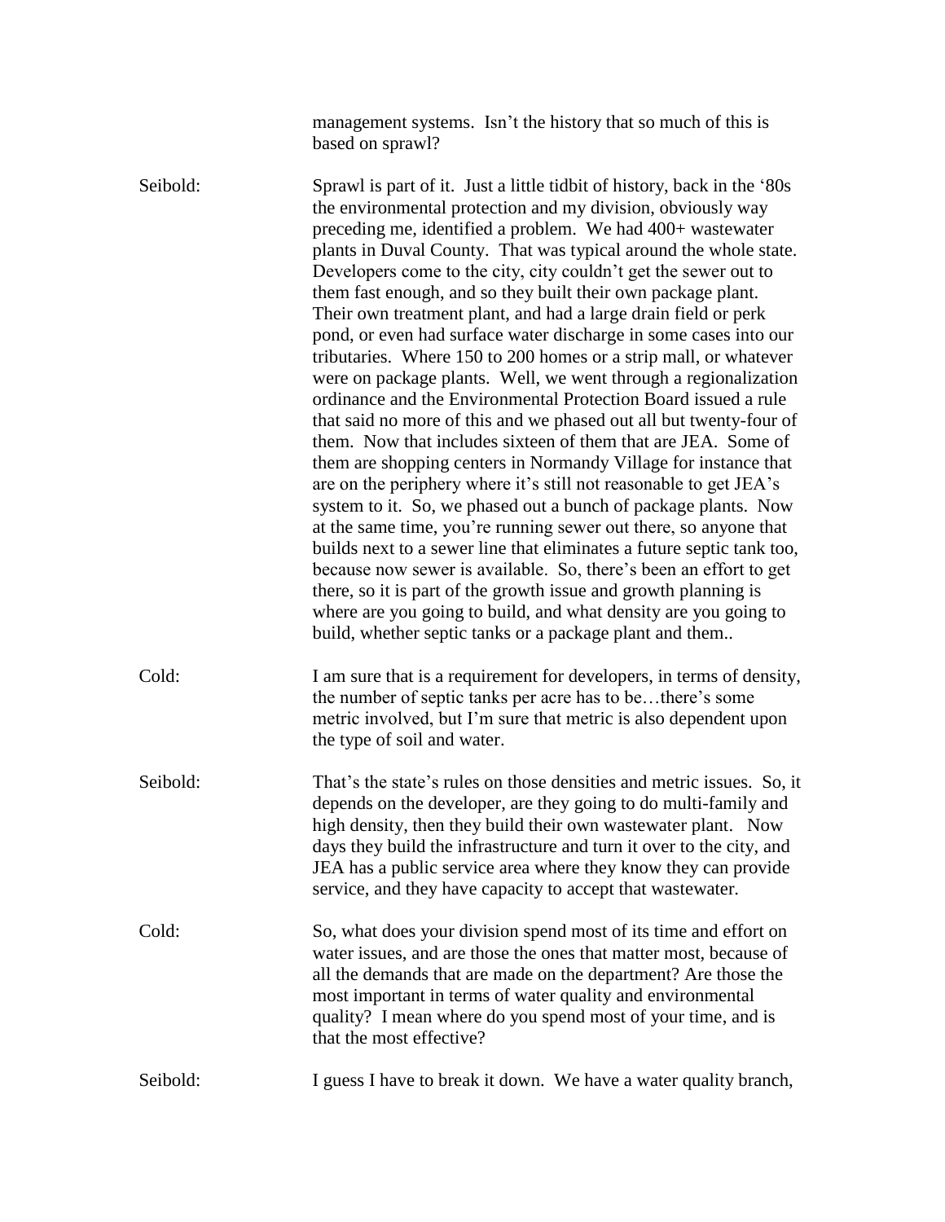management systems. Isn't the history that so much of this is based on sprawl?

Seibold: Sprawl is part of it. Just a little tidbit of history, back in the '80s the environmental protection and my division, obviously way preceding me, identified a problem. We had 400+ wastewater plants in Duval County. That was typical around the whole state. Developers come to the city, city couldn't get the sewer out to them fast enough, and so they built their own package plant. Their own treatment plant, and had a large drain field or perk pond, or even had surface water discharge in some cases into our tributaries. Where 150 to 200 homes or a strip mall, or whatever were on package plants. Well, we went through a regionalization ordinance and the Environmental Protection Board issued a rule that said no more of this and we phased out all but twenty-four of them. Now that includes sixteen of them that are JEA. Some of them are shopping centers in Normandy Village for instance that are on the periphery where it's still not reasonable to get JEA's system to it. So, we phased out a bunch of package plants. Now at the same time, you're running sewer out there, so anyone that builds next to a sewer line that eliminates a future septic tank too, because now sewer is available. So, there's been an effort to get there, so it is part of the growth issue and growth planning is where are you going to build, and what density are you going to build, whether septic tanks or a package plant and them..

Cold: I am sure that is a requirement for developers, in terms of density, the number of septic tanks per acre has to be…there's some metric involved, but I'm sure that metric is also dependent upon the type of soil and water.

Seibold: That's the state's rules on those densities and metric issues. So, it depends on the developer, are they going to do multi-family and high density, then they build their own wastewater plant. Now days they build the infrastructure and turn it over to the city, and JEA has a public service area where they know they can provide service, and they have capacity to accept that wastewater.

Cold: So, what does your division spend most of its time and effort on water issues, and are those the ones that matter most, because of all the demands that are made on the department? Are those the most important in terms of water quality and environmental quality? I mean where do you spend most of your time, and is that the most effective?

Seibold: I guess I have to break it down. We have a water quality branch,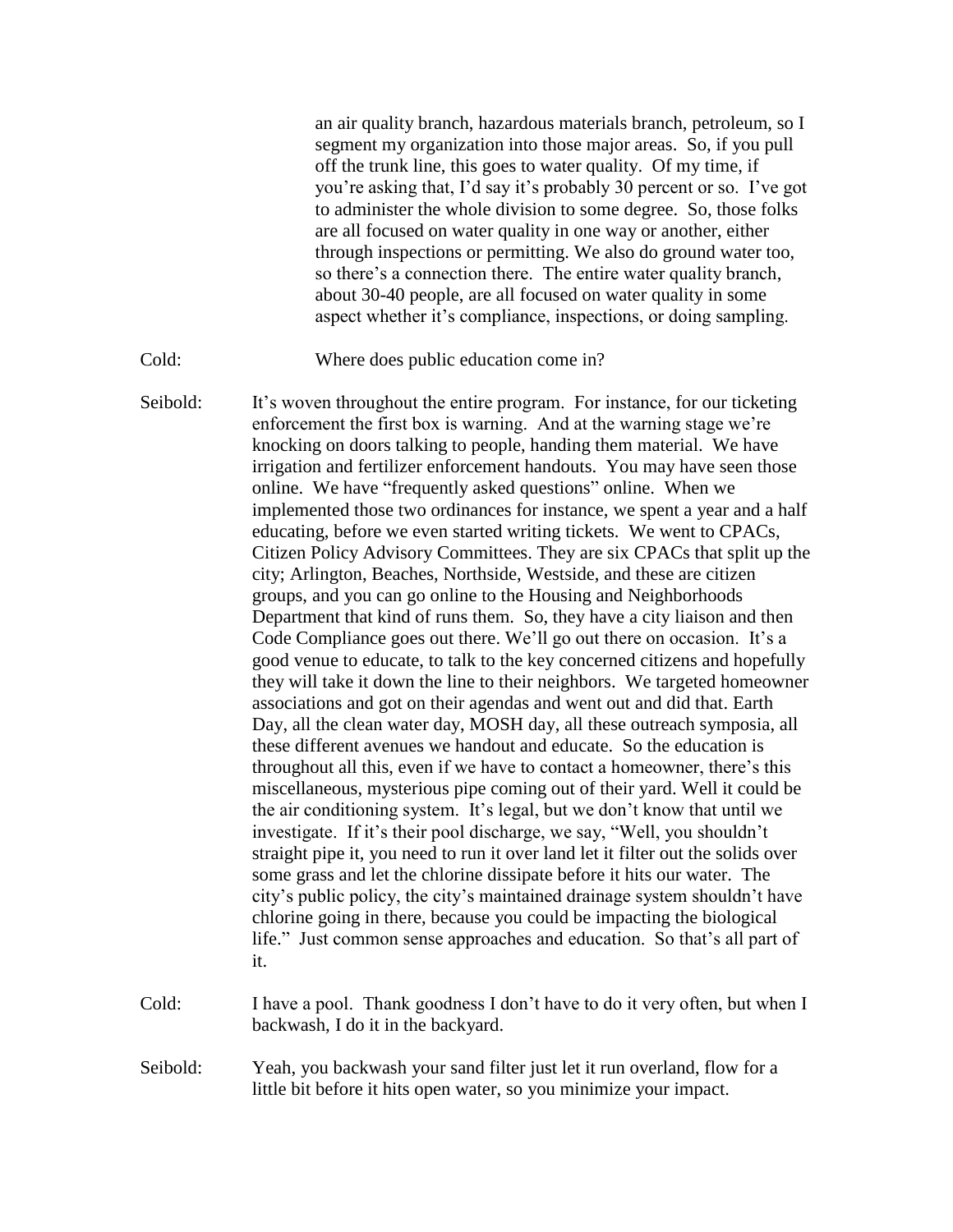an air quality branch, hazardous materials branch, petroleum, so I segment my organization into those major areas. So, if you pull off the trunk line, this goes to water quality. Of my time, if you're asking that, I'd say it's probably 30 percent or so. I've got to administer the whole division to some degree. So, those folks are all focused on water quality in one way or another, either through inspections or permitting. We also do ground water too, so there's a connection there. The entire water quality branch, about 30-40 people, are all focused on water quality in some aspect whether it's compliance, inspections, or doing sampling.

Cold: Where does public education come in?

Seibold: It's woven throughout the entire program. For instance, for our ticketing enforcement the first box is warning. And at the warning stage we're knocking on doors talking to people, handing them material. We have irrigation and fertilizer enforcement handouts. You may have seen those online. We have "frequently asked questions" online. When we implemented those two ordinances for instance, we spent a year and a half educating, before we even started writing tickets. We went to CPACs, Citizen Policy Advisory Committees. They are six CPACs that split up the city; Arlington, Beaches, Northside, Westside, and these are citizen groups, and you can go online to the Housing and Neighborhoods Department that kind of runs them. So, they have a city liaison and then Code Compliance goes out there. We'll go out there on occasion. It's a good venue to educate, to talk to the key concerned citizens and hopefully they will take it down the line to their neighbors. We targeted homeowner associations and got on their agendas and went out and did that. Earth Day, all the clean water day, MOSH day, all these outreach symposia, all these different avenues we handout and educate. So the education is throughout all this, even if we have to contact a homeowner, there's this miscellaneous, mysterious pipe coming out of their yard. Well it could be the air conditioning system. It's legal, but we don't know that until we investigate. If it's their pool discharge, we say, "Well, you shouldn't straight pipe it, you need to run it over land let it filter out the solids over some grass and let the chlorine dissipate before it hits our water. The city's public policy, the city's maintained drainage system shouldn't have chlorine going in there, because you could be impacting the biological life." Just common sense approaches and education. So that's all part of it.

Cold: I have a pool. Thank goodness I don't have to do it very often, but when I backwash, I do it in the backyard.

Seibold: Yeah, you backwash your sand filter just let it run overland, flow for a little bit before it hits open water, so you minimize your impact.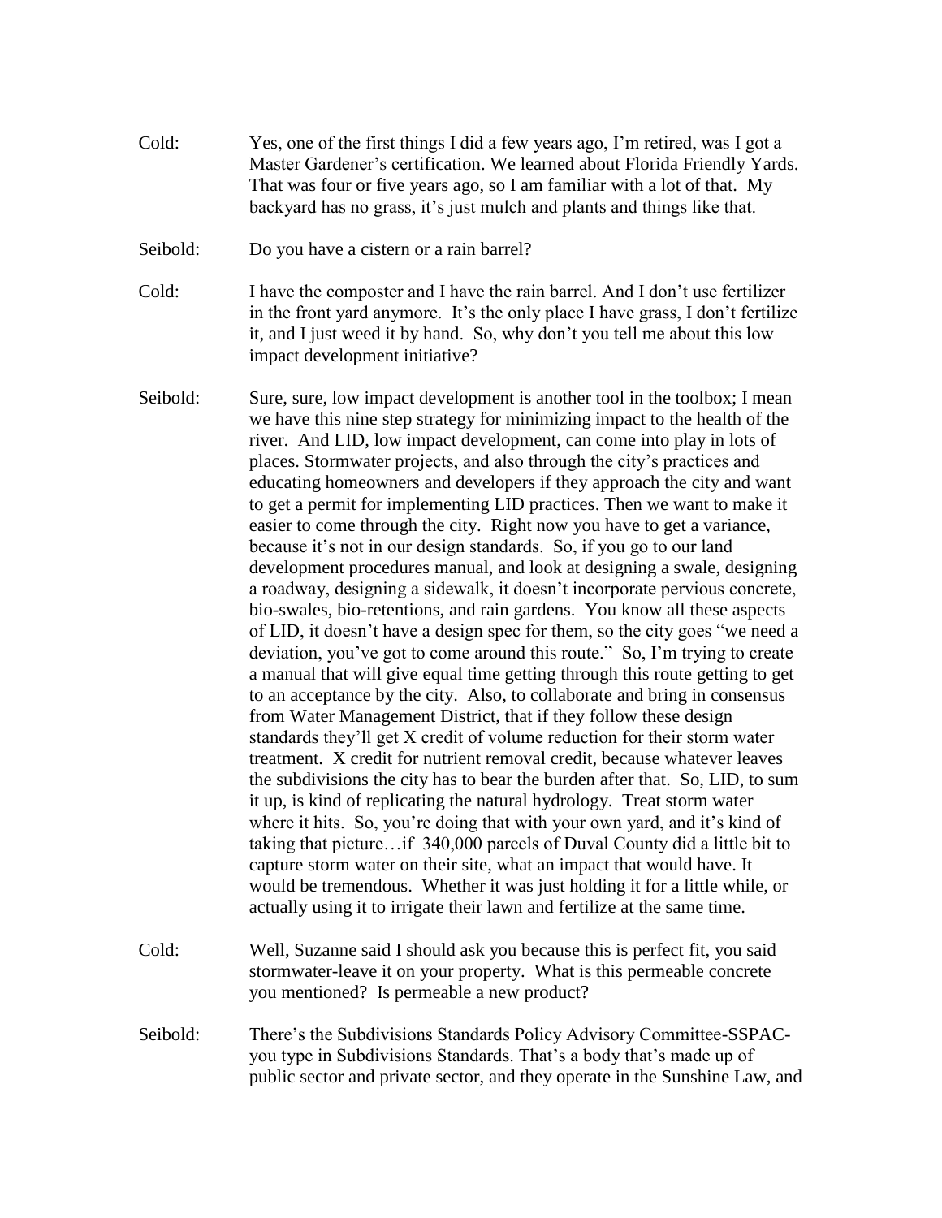Cold: Yes, one of the first things I did a few years ago, I'm retired, was I got a Master Gardener's certification. We learned about Florida Friendly Yards. That was four or five years ago, so I am familiar with a lot of that. My backyard has no grass, it's just mulch and plants and things like that.

Seibold: Do you have a cistern or a rain barrel?

Cold: I have the composter and I have the rain barrel. And I don't use fertilizer in the front yard anymore. It's the only place I have grass, I don't fertilize it, and I just weed it by hand. So, why don't you tell me about this low impact development initiative?

Seibold: Sure, sure, low impact development is another tool in the toolbox; I mean we have this nine step strategy for minimizing impact to the health of the river. And LID, low impact development, can come into play in lots of places. Stormwater projects, and also through the city's practices and educating homeowners and developers if they approach the city and want to get a permit for implementing LID practices. Then we want to make it easier to come through the city. Right now you have to get a variance, because it's not in our design standards. So, if you go to our land development procedures manual, and look at designing a swale, designing a roadway, designing a sidewalk, it doesn't incorporate pervious concrete, bio-swales, bio-retentions, and rain gardens. You know all these aspects of LID, it doesn't have a design spec for them, so the city goes "we need a deviation, you've got to come around this route." So, I'm trying to create a manual that will give equal time getting through this route getting to get to an acceptance by the city. Also, to collaborate and bring in consensus from Water Management District, that if they follow these design standards they'll get X credit of volume reduction for their storm water treatment. X credit for nutrient removal credit, because whatever leaves the subdivisions the city has to bear the burden after that. So, LID, to sum it up, is kind of replicating the natural hydrology. Treat storm water where it hits. So, you're doing that with your own yard, and it's kind of taking that picture…if 340,000 parcels of Duval County did a little bit to capture storm water on their site, what an impact that would have. It would be tremendous. Whether it was just holding it for a little while, or actually using it to irrigate their lawn and fertilize at the same time.

Cold: Well, Suzanne said I should ask you because this is perfect fit, you said stormwater-leave it on your property. What is this permeable concrete you mentioned? Is permeable a new product?

Seibold: There's the Subdivisions Standards Policy Advisory Committee-SSPAC-you type in Subdivisions Standards. That's a body that's made up of public sector and private sector, and they operate in the Sunshine Law, and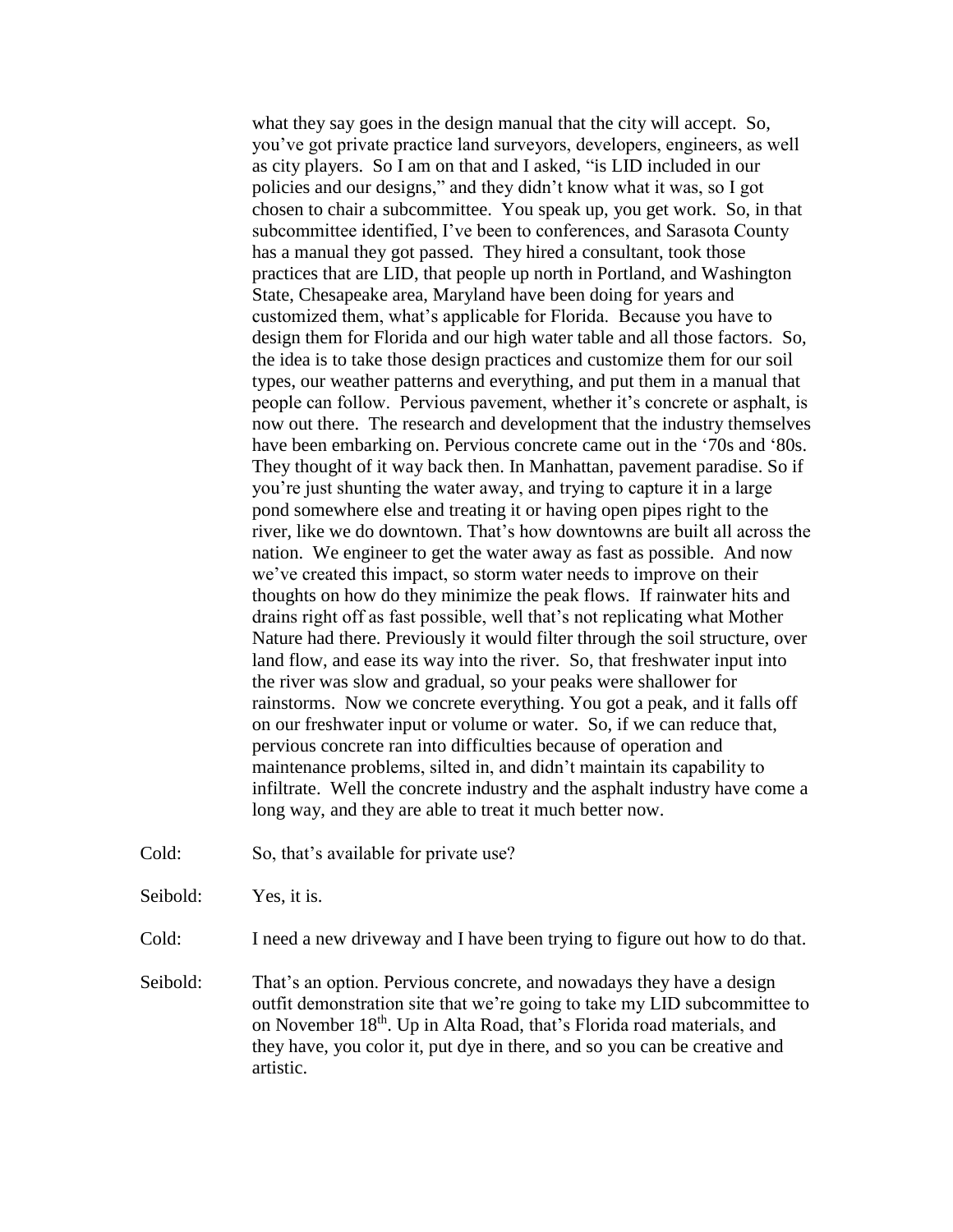what they say goes in the design manual that the city will accept. So, you've got private practice land surveyors, developers, engineers, as well as city players. So I am on that and I asked, "is LID included in our policies and our designs," and they didn't know what it was, so I got chosen to chair a subcommittee. You speak up, you get work. So, in that subcommittee identified, I've been to conferences, and Sarasota County has a manual they got passed. They hired a consultant, took those practices that are LID, that people up north in Portland, and Washington State, Chesapeake area, Maryland have been doing for years and customized them, what's applicable for Florida. Because you have to design them for Florida and our high water table and all those factors. So, the idea is to take those design practices and customize them for our soil types, our weather patterns and everything, and put them in a manual that people can follow. Pervious pavement, whether it's concrete or asphalt, is now out there. The research and development that the industry themselves have been embarking on. Pervious concrete came out in the '70s and '80s. They thought of it way back then. In Manhattan, pavement paradise. So if you're just shunting the water away, and trying to capture it in a large pond somewhere else and treating it or having open pipes right to the river, like we do downtown. That's how downtowns are built all across the nation. We engineer to get the water away as fast as possible. And now we've created this impact, so storm water needs to improve on their thoughts on how do they minimize the peak flows. If rainwater hits and drains right off as fast possible, well that's not replicating what Mother Nature had there. Previously it would filter through the soil structure, over land flow, and ease its way into the river. So, that freshwater input into the river was slow and gradual, so your peaks were shallower for rainstorms. Now we concrete everything. You got a peak, and it falls off on our freshwater input or volume or water. So, if we can reduce that, pervious concrete ran into difficulties because of operation and maintenance problems, silted in, and didn't maintain its capability to infiltrate. Well the concrete industry and the asphalt industry have come a long way, and they are able to treat it much better now.

Cold: So, that's available for private use?

Seibold: Yes, it is.

Cold: I need a new driveway and I have been trying to figure out how to do that.

Seibold: That's an option. Pervious concrete, and nowadays they have a design outfit demonstration site that we're going to take my LID subcommittee to on November 18th. Up in Alta Road, that's Florida road materials, and they have, you color it, put dye in there, and so you can be creative and artistic.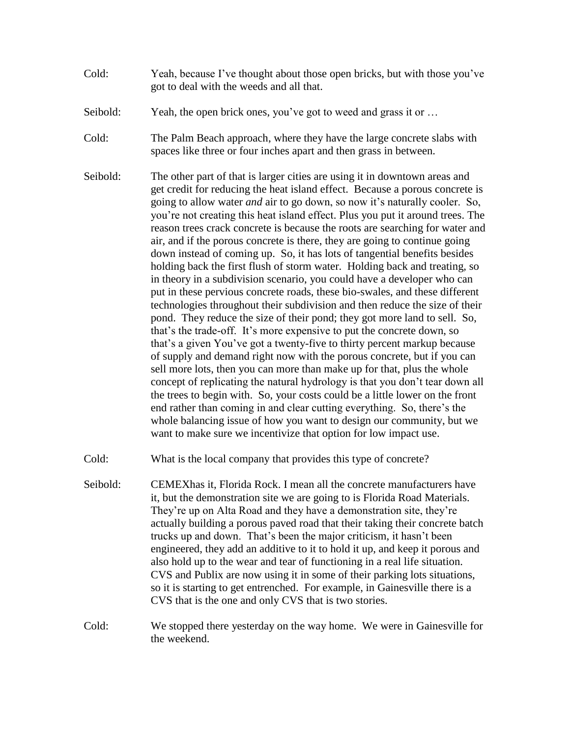Cold: Yeah, because I've thought about those open bricks, but with those you've got to deal with the weeds and all that.

Seibold: Yeah, the open brick ones, you've got to weed and grass it or …

Cold: The Palm Beach approach, where they have the large concrete slabs with spaces like three or four inches apart and then grass in between.

Seibold: The other part of that is larger cities are using it in downtown areas and get credit for reducing the heat island effect. Because a porous concrete is going to allow water *and* air to go down, so now it's naturally cooler. So, you're not creating this heat island effect. Plus you put it around trees. The reason trees crack concrete is because the roots are searching for water and air, and if the porous concrete is there, they are going to continue going down instead of coming up. So, it has lots of tangential benefits besides holding back the first flush of storm water. Holding back and treating, so in theory in a subdivision scenario, you could have a developer who can put in these pervious concrete roads, these bio-swales, and these different technologies throughout their subdivision and then reduce the size of their pond. They reduce the size of their pond; they got more land to sell. So, that's the trade-off. It's more expensive to put the concrete down, so that's a given You've got a twenty-five to thirty percent markup because of supply and demand right now with the porous concrete, but if you can sell more lots, then you can more than make up for that, plus the whole concept of replicating the natural hydrology is that you don't tear down all the trees to begin with. So, your costs could be a little lower on the front end rather than coming in and clear cutting everything. So, there's the whole balancing issue of how you want to design our community, but we want to make sure we incentivize that option for low impact use.

Cold: What is the local company that provides this type of concrete?

Seibold: CEMEXhas it, Florida Rock. I mean all the concrete manufacturers have it, but the demonstration site we are going to is Florida Road Materials. They're up on Alta Road and they have a demonstration site, they're actually building a porous paved road that their taking their concrete batch trucks up and down. That's been the major criticism, it hasn't been engineered, they add an additive to it to hold it up, and keep it porous and also hold up to the wear and tear of functioning in a real life situation. CVS and Publix are now using it in some of their parking lots situations, so it is starting to get entrenched. For example, in Gainesville there is a CVS that is the one and only CVS that is two stories.

Cold: We stopped there yesterday on the way home. We were in Gainesville for the weekend.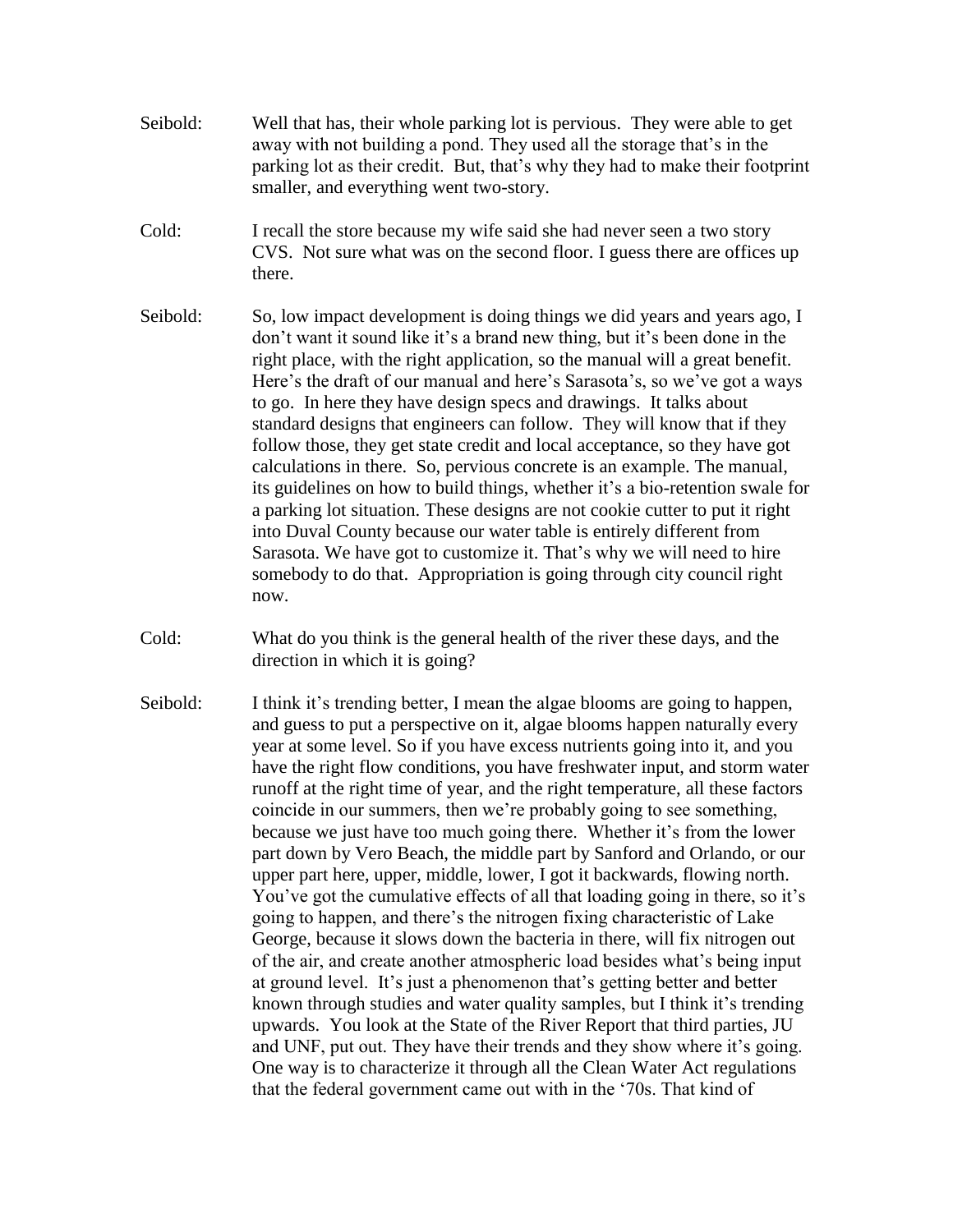Seibold: Well that has, their whole parking lot is pervious. They were able to get away with not building a pond. They used all the storage that's in the parking lot as their credit. But, that's why they had to make their footprint smaller, and everything went two-story.

Cold: I recall the store because my wife said she had never seen a two story CVS. Not sure what was on the second floor. I guess there are offices up there.

Seibold: So, low impact development is doing things we did years and years ago, I don't want it sound like it's a brand new thing, but it's been done in the right place, with the right application, so the manual will a great benefit. Here's the draft of our manual and here's Sarasota's, so we've got a ways to go. In here they have design specs and drawings. It talks about standard designs that engineers can follow. They will know that if they follow those, they get state credit and local acceptance, so they have got calculations in there. So, pervious concrete is an example. The manual, its guidelines on how to build things, whether it's a bio-retention swale for a parking lot situation. These designs are not cookie cutter to put it right into Duval County because our water table is entirely different from Sarasota. We have got to customize it. That's why we will need to hire somebody to do that. Appropriation is going through city council right now.

Cold: What do you think is the general health of the river these days, and the direction in which it is going?

Seibold: I think it's trending better, I mean the algae blooms are going to happen, and guess to put a perspective on it, algae blooms happen naturally every year at some level. So if you have excess nutrients going into it, and you have the right flow conditions, you have freshwater input, and storm water runoff at the right time of year, and the right temperature, all these factors coincide in our summers, then we're probably going to see something, because we just have too much going there. Whether it's from the lower part down by Vero Beach, the middle part by Sanford and Orlando, or our upper part here, upper, middle, lower, I got it backwards, flowing north. You've got the cumulative effects of all that loading going in there, so it's going to happen, and there's the nitrogen fixing characteristic of Lake George, because it slows down the bacteria in there, will fix nitrogen out of the air, and create another atmospheric load besides what's being input at ground level. It's just a phenomenon that's getting better and better known through studies and water quality samples, but I think it's trending upwards. You look at the State of the River Report that third parties, JU and UNF, put out. They have their trends and they show where it's going. One way is to characterize it through all the Clean Water Act regulations that the federal government came out with in the '70s. That kind of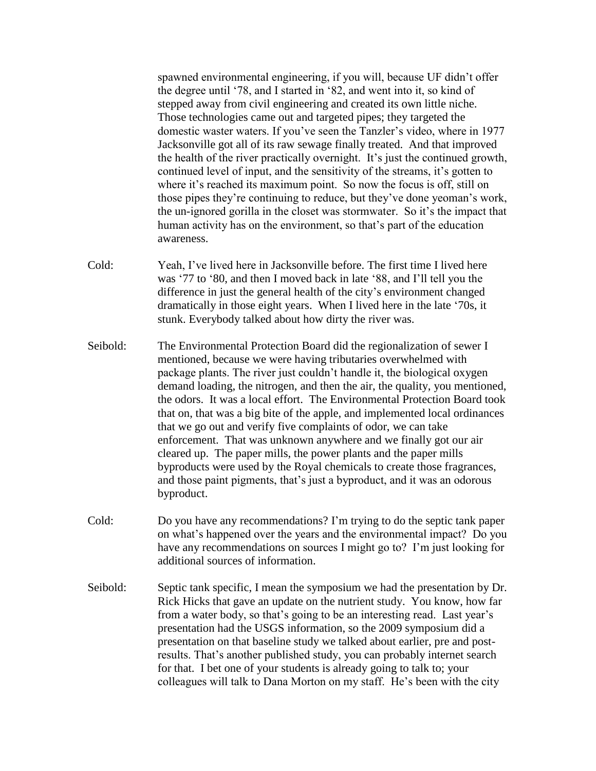spawned environmental engineering, if you will, because UF didn't offer the degree until '78, and I started in '82, and went into it, so kind of stepped away from civil engineering and created its own little niche. Those technologies came out and targeted pipes; they targeted the domestic waster waters. If you've seen the Tanzler's video, where in 1977 Jacksonville got all of its raw sewage finally treated. And that improved the health of the river practically overnight. It's just the continued growth, continued level of input, and the sensitivity of the streams, it's gotten to where it's reached its maximum point. So now the focus is off, still on those pipes they're continuing to reduce, but they've done yeoman's work, the un-ignored gorilla in the closet was stormwater. So it's the impact that human activity has on the environment, so that's part of the education awareness.

Cold: Yeah, I've lived here in Jacksonville before. The first time I lived here was '77 to '80, and then I moved back in late '88, and I'll tell you the difference in just the general health of the city's environment changed dramatically in those eight years. When I lived here in the late '70s, it stunk. Everybody talked about how dirty the river was.

Seibold: The Environmental Protection Board did the regionalization of sewer I mentioned, because we were having tributaries overwhelmed with package plants. The river just couldn't handle it, the biological oxygen demand loading, the nitrogen, and then the air, the quality, you mentioned, the odors. It was a local effort. The Environmental Protection Board took that on, that was a big bite of the apple, and implemented local ordinances that we go out and verify five complaints of odor, we can take enforcement. That was unknown anywhere and we finally got our air cleared up. The paper mills, the power plants and the paper mills byproducts were used by the Royal chemicals to create those fragrances, and those paint pigments, that's just a byproduct, and it was an odorous byproduct.

Cold: Do you have any recommendations? I'm trying to do the septic tank paper on what's happened over the years and the environmental impact? Do you have any recommendations on sources I might go to? I'm just looking for additional sources of information.

Seibold: Septic tank specific, I mean the symposium we had the presentation by Dr. Rick Hicks that gave an update on the nutrient study. You know, how far from a water body, so that's going to be an interesting read. Last year's presentation had the USGS information, so the 2009 symposium did a presentation on that baseline study we talked about earlier, pre and post-results. That's another published study, you can probably internet search for that. I bet one of your students is already going to talk to; your colleagues will talk to Dana Morton on my staff. He's been with the city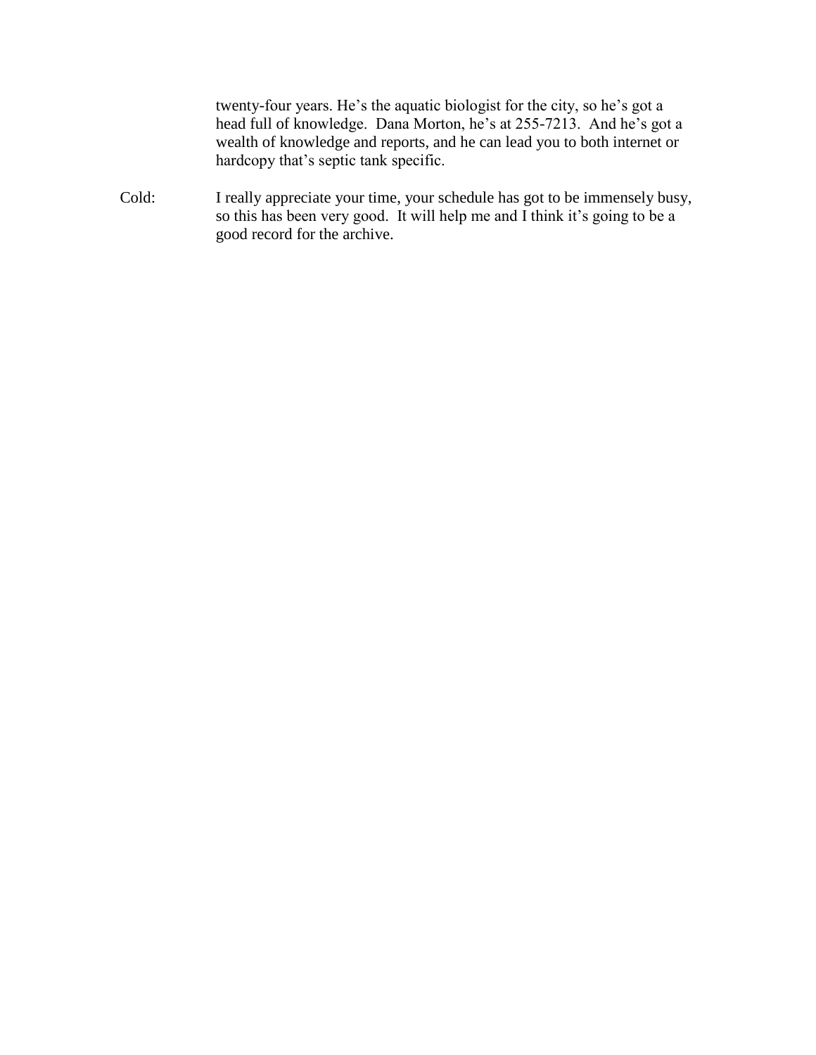twenty-four years. He's the aquatic biologist for the city, so he's got a head full of knowledge. Dana Morton, he's at 255-7213. And he's got a wealth of knowledge and reports, and he can lead you to both internet or hardcopy that's septic tank specific.

Cold: I really appreciate your time, your schedule has got to be immensely busy, so this has been very good. It will help me and I think it's going to be a good record for the archive.